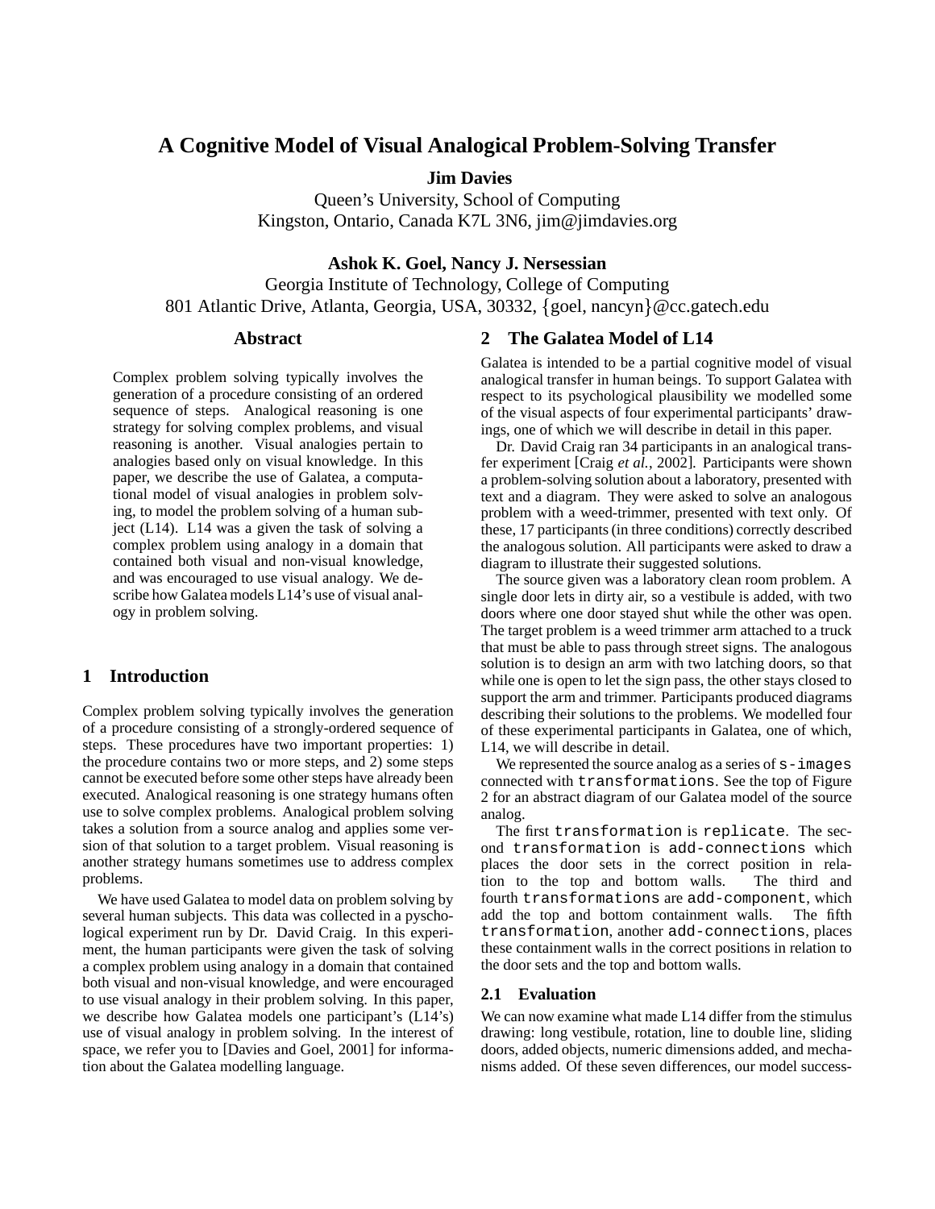# A Cognitive Model of Visual Analogical Problem-Solving Transfer

**Jim Davies**

Queen's University, School of Computing
Kingston, Ontario, Canada K7L 3N6, jim@jimdavies.org

**Ashok K. Goel, Nancy J. Nersessian**

Georgia Institute of Technology, College of Computing
801 Atlantic Drive, Atlanta, Georgia, USA, 30332, {goel, nancyn}@cc.gatech.edu

## Abstract

Complex problem solving typically involves the generation of a procedure consisting of an ordered sequence of steps. Analogical reasoning is one strategy for solving complex problems, and visual reasoning is another. Visual analogies pertain to analogies based only on visual knowledge. In this paper, we describe the use of Galatea, a computational model of visual analogies in problem solving, to model the problem solving of a human subject (L14). L14 was a given the task of solving a complex problem using analogy in a domain that contained both visual and non-visual knowledge, and was encouraged to use visual analogy. We describe how Galatea models L14's use of visual analogy in problem solving.

## 1 Introduction

Complex problem solving typically involves the generation of a procedure consisting of a strongly-ordered sequence of steps. These procedures have two important properties: 1) the procedure contains two or more steps, and 2) some steps cannot be executed before some other steps have already been executed. Analogical reasoning is one strategy humans often use to solve complex problems. Analogical problem solving takes a solution from a source analog and applies some version of that solution to a target problem. Visual reasoning is another strategy humans sometimes use to address complex problems.

We have used Galatea to model data on problem solving by several human subjects. This data was collected in a pyschological experiment run by Dr. David Craig. In this experiment, the human participants were given the task of solving a complex problem using analogy in a domain that contained both visual and non-visual knowledge, and were encouraged to use visual analogy in their problem solving. In this paper, we describe how Galatea models one participant's (L14's) use of visual analogy in problem solving. In the interest of space, we refer you to [Davies and Goel, 2001] for information about the Galatea modelling language.

## 2 The Galatea Model of L14

Galatea is intended to be a partial cognitive model of visual analogical transfer in human beings. To support Galatea with respect to its psychological plausibility we modelled some of the visual aspects of four experimental participants' drawings, one of which we will describe in detail in this paper.

Dr. David Craig ran 34 participants in an analogical transfer experiment [Craig *et al.*, 2002]. Participants were shown a problem-solving solution about a laboratory, presented with text and a diagram. They were asked to solve an analogous problem with a weed-trimmer, presented with text only. Of these, 17 participants (in three conditions) correctly described the analogous solution. All participants were asked to draw a diagram to illustrate their suggested solutions.

The source given was a laboratory clean room problem. A single door lets in dirty air, so a vestibule is added, with two doors where one door stayed shut while the other was open. The target problem is a weed trimmer arm attached to a truck that must be able to pass through street signs. The analogous solution is to design an arm with two latching doors, so that while one is open to let the sign pass, the other stays closed to support the arm and trimmer. Participants produced diagrams describing their solutions to the problems. We modelled four of these experimental participants in Galatea, one of which, L14, we will describe in detail.

We represented the source analog as a series of `s-images` connected with `transformations`. See the top of Figure 2 for an abstract diagram of our Galatea model of the source analog.

The first `transformation` is `replicate`. The second `transformation` is `add-connections` which places the door sets in the correct position in relation to the top and bottom walls. The third and fourth `transformations` are `add-component`, which add the top and bottom containment walls. The fifth `transformation`, another `add-connections`, places these containment walls in the correct positions in relation to the door sets and the top and bottom walls.

### 2.1 Evaluation

We can now examine what made L14 differ from the stimulus drawing: long vestibule, rotation, line to double line, sliding doors, added objects, numeric dimensions added, and mechanisms added. Of these seven differences, our model success-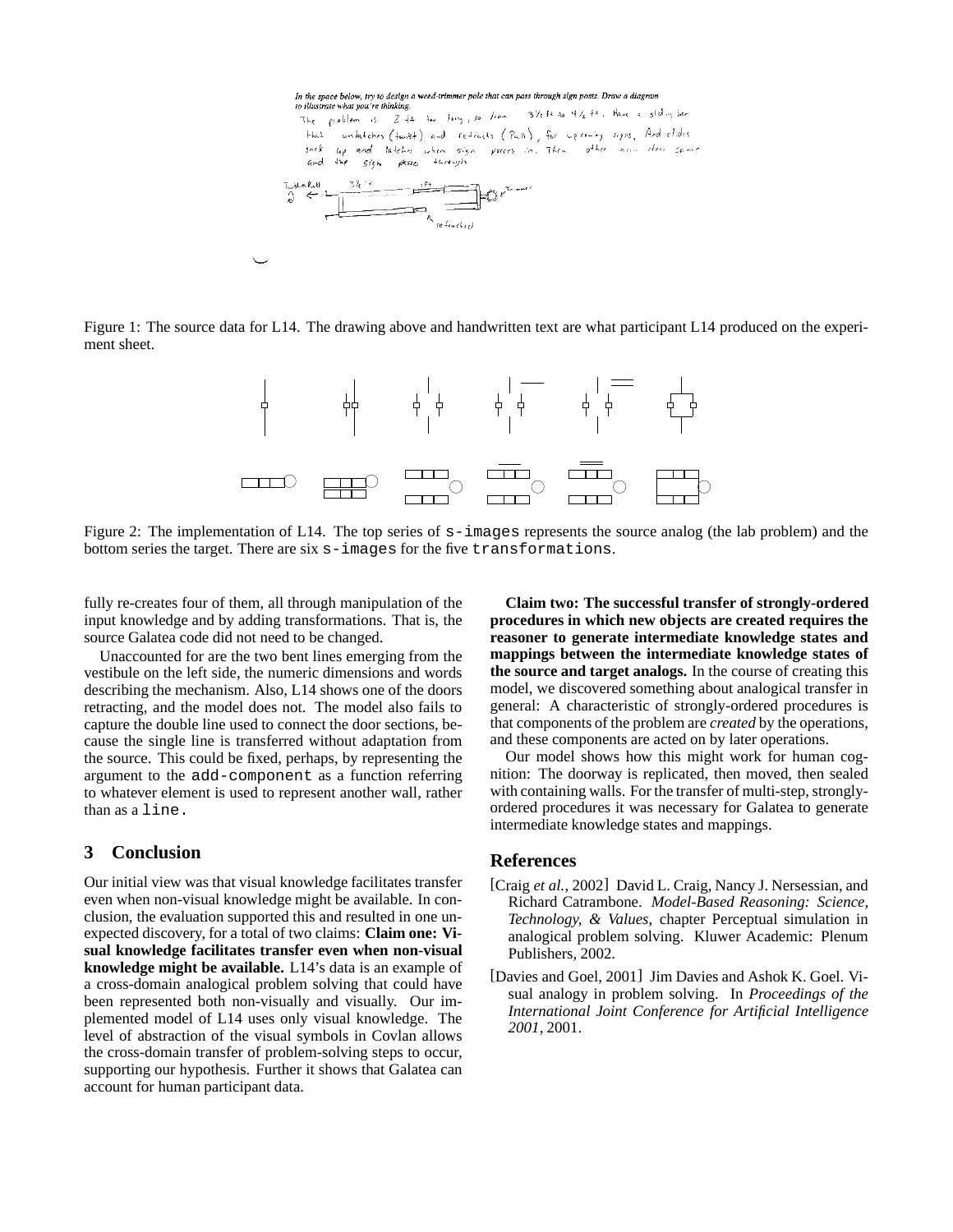Figure 1: The source data for L14. The drawing above and handwritten text are what participant L14 produced on the experiment sheet.

Figure 2: The implementation of L14. The top series of `s-images` represents the source analog (the lab problem) and the bottom series the target. There are six `s-images` for the five `transformations`.

fully re-creates four of them, all through manipulation of the input knowledge and by adding transformations. That is, the source Galatea code did not need to be changed.

Unaccounted for are the two bent lines emerging from the vestibule on the left side, the numeric dimensions and words describing the mechanism. Also, L14 shows one of the doors retracting, and the model does not. The model also fails to capture the double line used to connect the door sections, because the single line is transferred without adaptation from the source. This could be fixed, perhaps, by representing the argument to the `add-component` as a function referring to whatever element is used to represent another wall, rather than as a `line`.

## 3 Conclusion

Our initial view was that visual knowledge facilitates transfer even when non-visual knowledge might be available. In conclusion, the evaluation supported this and resulted in one unexpected discovery, for a total of two claims: **Claim one: Visual knowledge facilitates transfer even when non-visual knowledge might be available.** L14's data is an example of a cross-domain analogical problem solving that could have been represented both non-visually and visually. Our implemented model of L14 uses only visual knowledge. The level of abstraction of the visual symbols in Covlan allows the cross-domain transfer of problem-solving steps to occur, supporting our hypothesis. Further it shows that Galatea can account for human participant data.

**Claim two: The successful transfer of strongly-ordered procedures in which new objects are created requires the reasoner to generate intermediate knowledge states and mappings between the intermediate knowledge states of the source and target analogs.** In the course of creating this model, we discovered something about analogical transfer in general: A characteristic of strongly-ordered procedures is that components of the problem are *created* by the operations, and these components are acted on by later operations.

Our model shows how this might work for human cognition: The doorway is replicated, then moved, then sealed with containing walls. For the transfer of multi-step, strongly-ordered procedures it was necessary for Galatea to generate intermediate knowledge states and mappings.

## References

[Craig *et al.*, 2002] David L. Craig, Nancy J. Nersessian, and Richard Catrambone. *Model-Based Reasoning: Science, Technology, & Values*, chapter Perceptual simulation in analogical problem solving. Kluwer Academic: Plenum Publishers, 2002.

[Davies and Goel, 2001] Jim Davies and Ashok K. Goel. Visual analogy in problem solving. In *Proceedings of the International Joint Conference for Artificial Intelligence 2001*, 2001.